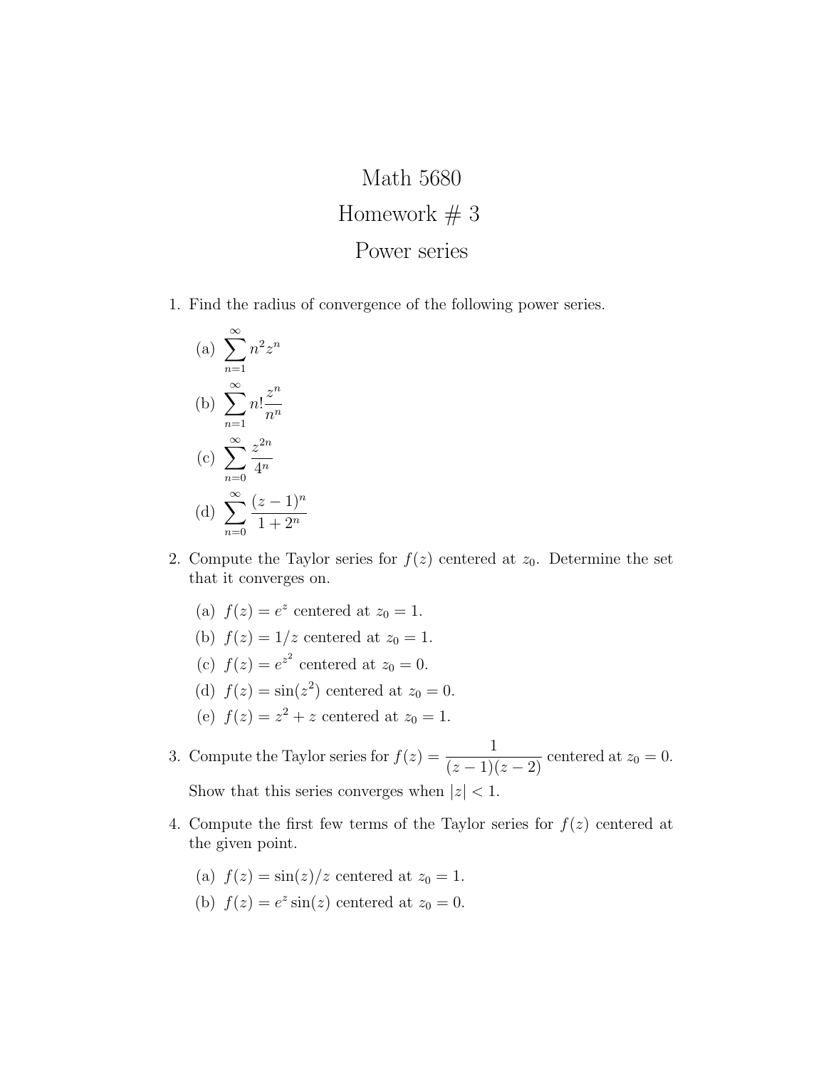# Math 5680

## Homework # 3

## Power series

1. Find the radius of convergence of the following power series.

   (a) $\displaystyle\sum_{n=1}^{\infty} n^2 z^n$

   (b) $\displaystyle\sum_{n=1}^{\infty} n! \frac{z^n}{n^n}$

   (c) $\displaystyle\sum_{n=0}^{\infty} \frac{z^{2n}}{4^n}$

   (d) $\displaystyle\sum_{n=0}^{\infty} \frac{(z-1)^n}{1+2^n}$

2. Compute the Taylor series for $f(z)$ centered at $z_0$. Determine the set that it converges on.

   (a) $f(z) = e^z$ centered at $z_0 = 1$.

   (b) $f(z) = 1/z$ centered at $z_0 = 1$.

   (c) $f(z) = e^{z^2}$ centered at $z_0 = 0$.

   (d) $f(z) = \sin(z^2)$ centered at $z_0 = 0$.

   (e) $f(z) = z^2 + z$ centered at $z_0 = 1$.

3. Compute the Taylor series for $f(z) = \dfrac{1}{(z-1)(z-2)}$ centered at $z_0 = 0$.

   Show that this series converges when $|z| < 1$.

4. Compute the first few terms of the Taylor series for $f(z)$ centered at the given point.

   (a) $f(z) = \sin(z)/z$ centered at $z_0 = 1$.

   (b) $f(z) = e^z \sin(z)$ centered at $z_0 = 0$.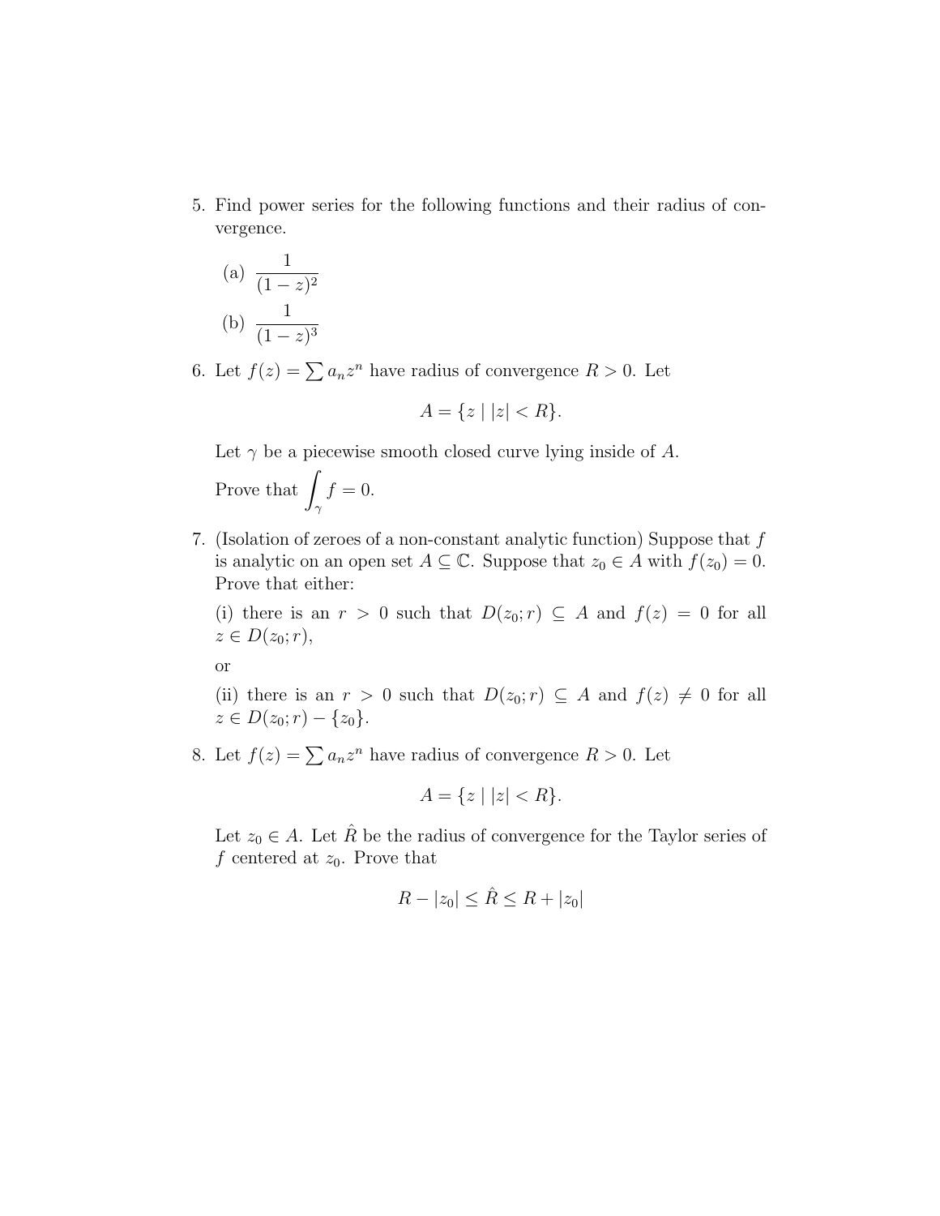5. Find power series for the following functions and their radius of convergence.

   (a) $\dfrac{1}{(1-z)^2}$

   (b) $\dfrac{1}{(1-z)^3}$

6. Let $f(z) = \sum a_n z^n$ have radius of convergence $R > 0$. Let

   $$A = \{z \mid |z| < R\}.$$

   Let $\gamma$ be a piecewise smooth closed curve lying inside of $A$.

   Prove that $\displaystyle\int_\gamma f = 0$.

7. (Isolation of zeroes of a non-constant analytic function) Suppose that $f$ is analytic on an open set $A \subseteq \mathbb{C}$. Suppose that $z_0 \in A$ with $f(z_0) = 0$. Prove that either:

   (i) there is an $r > 0$ such that $D(z_0; r) \subseteq A$ and $f(z) = 0$ for all $z \in D(z_0; r)$,

   or

   (ii) there is an $r > 0$ such that $D(z_0; r) \subseteq A$ and $f(z) \neq 0$ for all $z \in D(z_0; r) - \{z_0\}$.

8. Let $f(z) = \sum a_n z^n$ have radius of convergence $R > 0$. Let

   $$A = \{z \mid |z| < R\}.$$

   Let $z_0 \in A$. Let $\hat{R}$ be the radius of convergence for the Taylor series of $f$ centered at $z_0$. Prove that

   $$R - |z_0| \leq \hat{R} \leq R + |z_0|$$